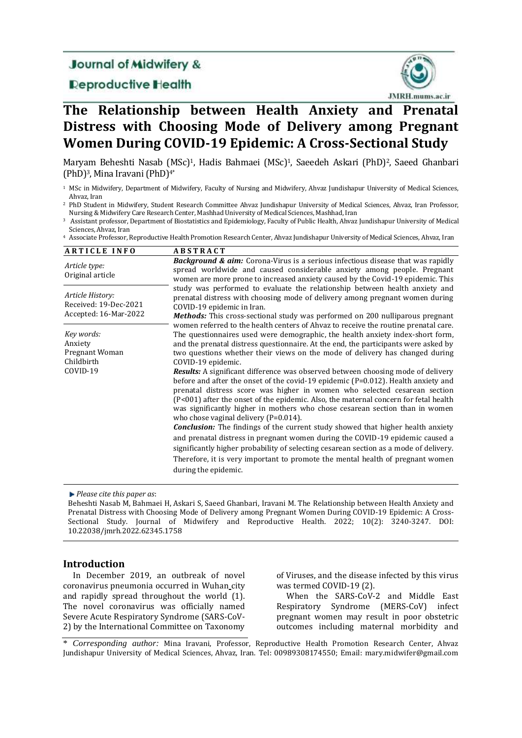Journal of Midwifery & Reproductive Health

# The Relationship between Health Anxiety and Prenatal Distress with Choosing Mode of Delivery among Pregnant Women During COVID-19 Epidemic: A Cross-Sectional Study

Maryam Beheshti Nasab (MSc)[1], Hadis Bahmaei (MSc)[1], Saeedeh Askari (PhD)[2], Saeed Ghanbari (PhD)[3], Mina Iravani (PhD)[4*]

[1] MSc in Midwifery, Department of Midwifery, Faculty of Nursing and Midwifery, Ahvaz Jundishapur University of Medical Sciences, Ahvaz, Iran

[2] PhD Student in Midwifery, Student Research Committee Ahvaz Jundishapur University of Medical Sciences, Ahvaz, Iran Professor, Nursing & Midwifery Care Research Center, Mashhad University of Medical Sciences, Mashhad, Iran

[3] Assistant professor, Department of Biostatistics and Epidemiology, Faculty of Public Health, Ahvaz Jundishapur University of Medical Sciences, Ahvaz, Iran

[4] Associate Professor, Reproductive Health Promotion Research Center, Ahvaz Jundishapur University of Medical Sciences, Ahvaz, Iran

**ARTICLE INFO**

*Article type:*
Original article

*Article History:*
Received: 19-Dec-2021
Accepted: 16-Mar-2022

*Key words:*
Anxiety
Pregnant Woman
Childbirth
COVID-19

**ABSTRACT**

***Background & aim:*** Corona-Virus is a serious infectious disease that was rapidly spread worldwide and caused considerable anxiety among people. Pregnant women are more prone to increased anxiety caused by the Covid-19 epidemic. This study was performed to evaluate the relationship between health anxiety and prenatal distress with choosing mode of delivery among pregnant women during COVID-19 epidemic in Iran.

***Methods:*** This cross-sectional study was performed on 200 nulliparous pregnant women referred to the health centers of Ahvaz to receive the routine prenatal care. The questionnaires used were demographic, the health anxiety index-short form, and the prenatal distress questionnaire. At the end, the participants were asked by two questions whether their views on the mode of delivery has changed during COVID-19 epidemic.

***Results:*** A significant difference was observed between choosing mode of delivery before and after the onset of the covid-19 epidemic (P=0.012). Health anxiety and prenatal distress score was higher in women who selected cesarean section (P<001) after the onset of the epidemic. Also, the maternal concern for fetal health was significantly higher in mothers who chose cesarean section than in women who chose vaginal delivery (P=0.014).

***Conclusion:*** The findings of the current study showed that higher health anxiety and prenatal distress in pregnant women during the COVID-19 epidemic caused a significantly higher probability of selecting cesarean section as a mode of delivery. Therefore, it is very important to promote the mental health of pregnant women during the epidemic.

*Please cite this paper as*:
Beheshti Nasab M, Bahmaei H, Askari S, Saeed Ghanbari, Iravani M. The Relationship between Health Anxiety and Prenatal Distress with Choosing Mode of Delivery among Pregnant Women During COVID-19 Epidemic: A Cross-Sectional Study. Journal of Midwifery and Reproductive Health. 2022; 10(2): 3240-3247. DOI: 10.22038/jmrh.2022.62345.1758

## Introduction

In December 2019, an outbreak of novel coronavirus pneumonia occurred in Wuhan city and rapidly spread throughout the world (1). The novel coronavirus was officially named Severe Acute Respiratory Syndrome (SARS-CoV-2) by the International Committee on Taxonomy of Viruses, and the disease infected by this virus was termed COVID-19 (2).

When the SARS-CoV-2 and Middle East Respiratory Syndrome (MERS-CoV) infect pregnant women may result in poor obstetric outcomes including maternal morbidity and

\* *Corresponding author:* Mina Iravani, Professor, Reproductive Health Promotion Research Center, Ahvaz Jundishapur University of Medical Sciences, Ahvaz, Iran. Tel: 00989308174550; Email: mary.midwifer@gmail.com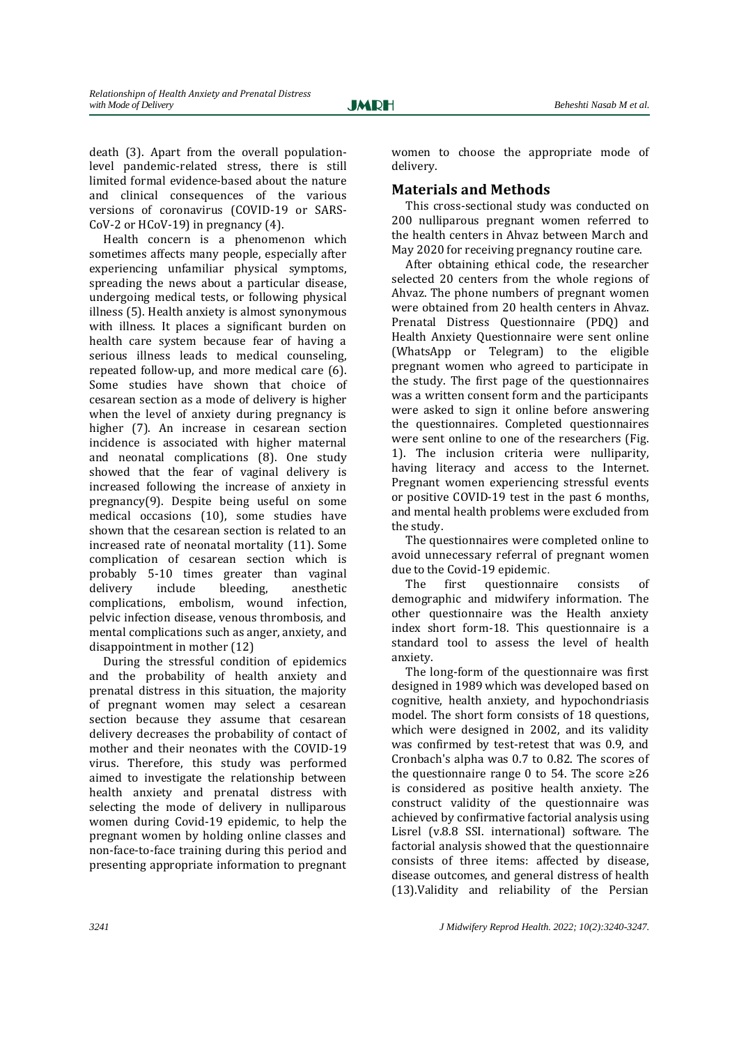death (3). Apart from the overall population-level pandemic-related stress, there is still limited formal evidence-based about the nature and clinical consequences of the various versions of coronavirus (COVID-19 or SARS-CoV-2 or HCoV-19) in pregnancy (4).

Health concern is a phenomenon which sometimes affects many people, especially after experiencing unfamiliar physical symptoms, spreading the news about a particular disease, undergoing medical tests, or following physical illness (5). Health anxiety is almost synonymous with illness. It places a significant burden on health care system because fear of having a serious illness leads to medical counseling, repeated follow-up, and more medical care (6). Some studies have shown that choice of cesarean section as a mode of delivery is higher when the level of anxiety during pregnancy is higher (7). An increase in cesarean section incidence is associated with higher maternal and neonatal complications (8). One study showed that the fear of vaginal delivery is increased following the increase of anxiety in pregnancy(9). Despite being useful on some medical occasions (10), some studies have shown that the cesarean section is related to an increased rate of neonatal mortality (11). Some complication of cesarean section which is probably 5-10 times greater than vaginal delivery include bleeding, anesthetic complications, embolism, wound infection, pelvic infection disease, venous thrombosis, and mental complications such as anger, anxiety, and disappointment in mother (12)

During the stressful condition of epidemics and the probability of health anxiety and prenatal distress in this situation, the majority of pregnant women may select a cesarean section because they assume that cesarean delivery decreases the probability of contact of mother and their neonates with the COVID-19 virus. Therefore, this study was performed aimed to investigate the relationship between health anxiety and prenatal distress with selecting the mode of delivery in nulliparous women during Covid-19 epidemic, to help the pregnant women by holding online classes and non-face-to-face training during this period and presenting appropriate information to pregnant women to choose the appropriate mode of delivery.

## Materials and Methods

This cross-sectional study was conducted on 200 nulliparous pregnant women referred to the health centers in Ahvaz between March and May 2020 for receiving pregnancy routine care.

After obtaining ethical code, the researcher selected 20 centers from the whole regions of Ahvaz. The phone numbers of pregnant women were obtained from 20 health centers in Ahvaz. Prenatal Distress Questionnaire (PDQ) and Health Anxiety Questionnaire were sent online (WhatsApp or Telegram) to the eligible pregnant women who agreed to participate in the study. The first page of the questionnaires was a written consent form and the participants were asked to sign it online before answering the questionnaires. Completed questionnaires were sent online to one of the researchers (Fig. 1). The inclusion criteria were nulliparity, having literacy and access to the Internet. Pregnant women experiencing stressful events or positive COVID-19 test in the past 6 months, and mental health problems were excluded from the study.

The questionnaires were completed online to avoid unnecessary referral of pregnant women due to the Covid-19 epidemic.

The first questionnaire consists of demographic and midwifery information. The other questionnaire was the Health anxiety index short form-18. This questionnaire is a standard tool to assess the level of health anxiety.

The long-form of the questionnaire was first designed in 1989 which was developed based on cognitive, health anxiety, and hypochondriasis model. The short form consists of 18 questions, which were designed in 2002, and its validity was confirmed by test-retest that was 0.9, and Cronbach's alpha was 0.7 to 0.82. The scores of the questionnaire range 0 to 54. The score ≥26 is considered as positive health anxiety. The construct validity of the questionnaire was achieved by confirmative factorial analysis using Lisrel (v.8.8 SSI. international) software. The factorial analysis showed that the questionnaire consists of three items: affected by disease, disease outcomes, and general distress of health (13).Validity and reliability of the Persian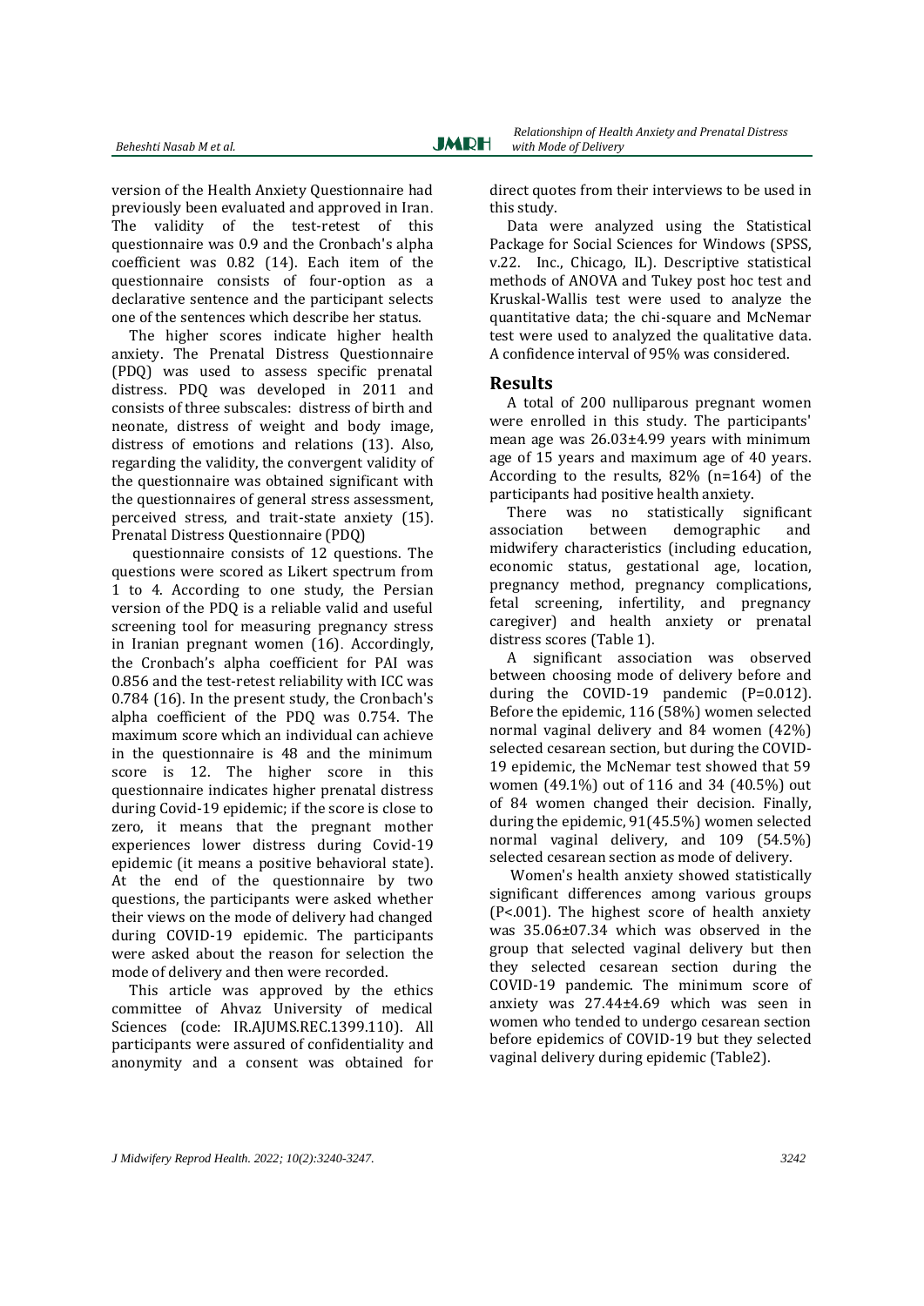version of the Health Anxiety Questionnaire had previously been evaluated and approved in Iran. The validity of the test-retest of this questionnaire was 0.9 and the Cronbach's alpha coefficient was 0.82 (14). Each item of the questionnaire consists of four-option as a declarative sentence and the participant selects one of the sentences which describe her status.

The higher scores indicate higher health anxiety. The Prenatal Distress Questionnaire (PDQ) was used to assess specific prenatal distress. PDQ was developed in 2011 and consists of three subscales: distress of birth and neonate, distress of weight and body image, distress of emotions and relations (13). Also, regarding the validity, the convergent validity of the questionnaire was obtained significant with the questionnaires of general stress assessment, perceived stress, and trait-state anxiety (15). Prenatal Distress Questionnaire (PDQ)

questionnaire consists of 12 questions. The questions were scored as Likert spectrum from 1 to 4. According to one study, the Persian version of the PDQ is a reliable valid and useful screening tool for measuring pregnancy stress in Iranian pregnant women (16). Accordingly, the Cronbach's alpha coefficient for PAI was 0.856 and the test-retest reliability with ICC was 0.784 (16). In the present study, the Cronbach's alpha coefficient of the PDQ was 0.754. The maximum score which an individual can achieve in the questionnaire is 48 and the minimum score is 12. The higher score in this questionnaire indicates higher prenatal distress during Covid-19 epidemic; if the score is close to zero, it means that the pregnant mother experiences lower distress during Covid-19 epidemic (it means a positive behavioral state). At the end of the questionnaire by two questions, the participants were asked whether their views on the mode of delivery had changed during COVID-19 epidemic. The participants were asked about the reason for selection the mode of delivery and then were recorded.

This article was approved by the ethics committee of Ahvaz University of medical Sciences (code: IR.AJUMS.REC.1399.110). All participants were assured of confidentiality and anonymity and a consent was obtained for direct quotes from their interviews to be used in this study.

Data were analyzed using the Statistical Package for Social Sciences for Windows (SPSS, v.22. Inc., Chicago, IL). Descriptive statistical methods of ANOVA and Tukey post hoc test and Kruskal-Wallis test were used to analyze the quantitative data; the chi-square and McNemar test were used to analyzed the qualitative data. A confidence interval of 95% was considered.

## Results

A total of 200 nulliparous pregnant women were enrolled in this study. The participants' mean age was 26.03±4.99 years with minimum age of 15 years and maximum age of 40 years. According to the results, 82% (n=164) of the participants had positive health anxiety.

There was no statistically significant association between demographic and midwifery characteristics (including education, economic status, gestational age, location, pregnancy method, pregnancy complications, fetal screening, infertility, and pregnancy caregiver) and health anxiety or prenatal distress scores (Table 1).

A significant association was observed between choosing mode of delivery before and during the COVID-19 pandemic (P=0.012). Before the epidemic, 116 (58%) women selected normal vaginal delivery and 84 women (42%) selected cesarean section, but during the COVID-19 epidemic, the McNemar test showed that 59 women (49.1%) out of 116 and 34 (40.5%) out of 84 women changed their decision. Finally, during the epidemic, 91(45.5%) women selected normal vaginal delivery, and 109 (54.5%) selected cesarean section as mode of delivery.

Women's health anxiety showed statistically significant differences among various groups (P<.001). The highest score of health anxiety was 35.06±07.34 which was observed in the group that selected vaginal delivery but then they selected cesarean section during the COVID-19 pandemic. The minimum score of anxiety was 27.44±4.69 which was seen in women who tended to undergo cesarean section before epidemics of COVID-19 but they selected vaginal delivery during epidemic (Table2).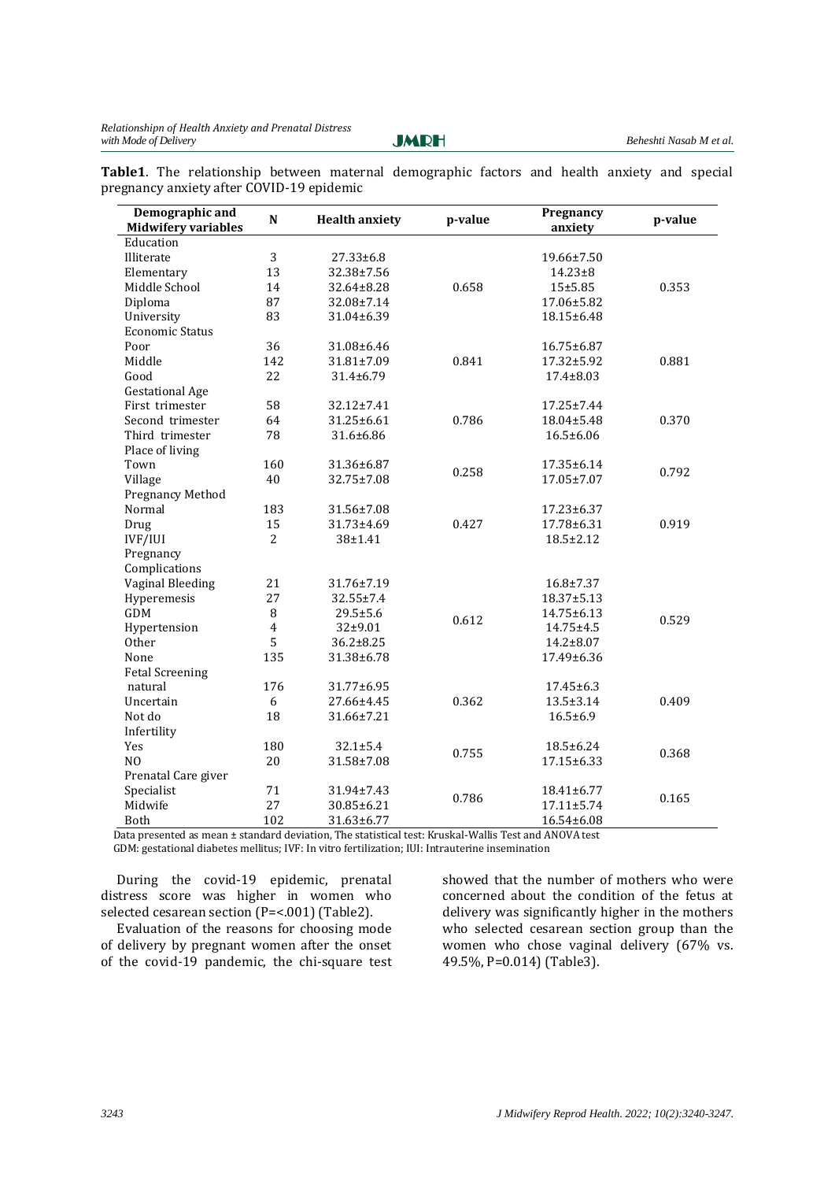**Table1**. The relationship between maternal demographic factors and health anxiety and special pregnancy anxiety after COVID-19 epidemic

| Demographic and Midwifery variables | N | Health anxiety | p-value | Pregnancy anxiety | p-value |
|---|---|---|---|---|---|
| Education | | | | | |
| Illiterate | 3 | 27.33±6.8 | | 19.66±7.50 | |
| Elementary | 13 | 32.38±7.56 | | 14.23±8 | |
| Middle School | 14 | 32.64±8.28 | 0.658 | 15±5.85 | 0.353 |
| Diploma | 87 | 32.08±7.14 | | 17.06±5.82 | |
| University | 83 | 31.04±6.39 | | 18.15±6.48 | |
| Economic Status | | | | | |
| Poor | 36 | 31.08±6.46 | | 16.75±6.87 | |
| Middle | 142 | 31.81±7.09 | 0.841 | 17.32±5.92 | 0.881 |
| Good | 22 | 31.4±6.79 | | 17.4±8.03 | |
| Gestational Age | | | | | |
| First trimester | 58 | 32.12±7.41 | | 17.25±7.44 | |
| Second trimester | 64 | 31.25±6.61 | 0.786 | 18.04±5.48 | 0.370 |
| Third trimester | 78 | 31.6±6.86 | | 16.5±6.06 | |
| Place of living | | | | | |
| Town | 160 | 31.36±6.87 | 0.258 | 17.35±6.14 | 0.792 |
| Village | 40 | 32.75±7.08 | | 17.05±7.07 | |
| Pregnancy Method | | | | | |
| Normal | 183 | 31.56±7.08 | | 17.23±6.37 | |
| Drug | 15 | 31.73±4.69 | 0.427 | 17.78±6.31 | 0.919 |
| IVF/IUI | 2 | 38±1.41 | | 18.5±2.12 | |
| Pregnancy Complications | | | | | |
| Vaginal Bleeding | 21 | 31.76±7.19 | | 16.8±7.37 | |
| Hyperemesis | 27 | 32.55±7.4 | | 18.37±5.13 | |
| GDM | 8 | 29.5±5.6 | 0.612 | 14.75±6.13 | 0.529 |
| Hypertension | 4 | 32±9.01 | | 14.75±4.5 | |
| Other | 5 | 36.2±8.25 | | 14.2±8.07 | |
| None | 135 | 31.38±6.78 | | 17.49±6.36 | |
| Fetal Screening | | | | | |
| natural | 176 | 31.77±6.95 | | 17.45±6.3 | |
| Uncertain | 6 | 27.66±4.45 | 0.362 | 13.5±3.14 | 0.409 |
| Not do | 18 | 31.66±7.21 | | 16.5±6.9 | |
| Infertility | | | | | |
| Yes | 180 | 32.1±5.4 | 0.755 | 18.5±6.24 | 0.368 |
| NO | 20 | 31.58±7.08 | | 17.15±6.33 | |
| Prenatal Care giver | | | | | |
| Specialist | 71 | 31.94±7.43 | | 18.41±6.77 | |
| Midwife | 27 | 30.85±6.21 | 0.786 | 17.11±5.74 | 0.165 |
| Both | 102 | 31.63±6.77 | | 16.54±6.08 | |

Data presented as mean ± standard deviation, The statistical test: Kruskal-Wallis Test and ANOVA test
GDM: gestational diabetes mellitus; IVF: In vitro fertilization; IUI: Intrauterine insemination

During the covid-19 epidemic, prenatal distress score was higher in women who selected cesarean section (P=<.001) (Table2).

Evaluation of the reasons for choosing mode of delivery by pregnant women after the onset of the covid-19 pandemic, the chi-square test showed that the number of mothers who were concerned about the condition of the fetus at delivery was significantly higher in the mothers who selected cesarean section group than the women who chose vaginal delivery (67% vs. 49.5%, P=0.014) (Table3).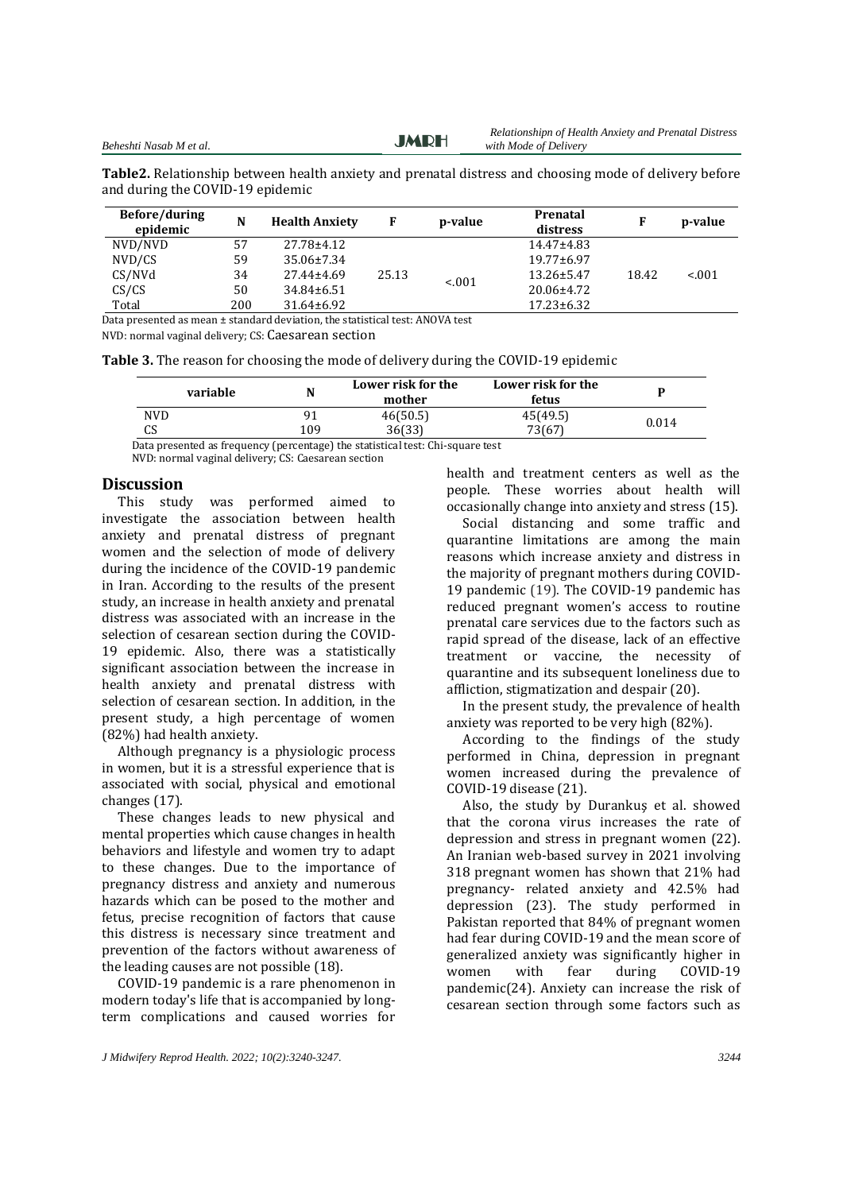**Table2.** Relationship between health anxiety and prenatal distress and choosing mode of delivery before and during the COVID-19 epidemic

| Before/during epidemic | N | Health Anxiety | F | p-value | Prenatal distress | F | p-value |
|---|---|---|---|---|---|---|---|
| NVD/NVD | 57 | 27.78±4.12 | | | 14.47±4.83 | | |
| NVD/CS | 59 | 35.06±7.34 | | | 19.77±6.97 | | |
| CS/NVd | 34 | 27.44±4.69 | 25.13 | <.001 | 13.26±5.47 | 18.42 | <.001 |
| CS/CS | 50 | 34.84±6.51 | | | 20.06±4.72 | | |
| Total | 200 | 31.64±6.92 | | | 17.23±6.32 | | |

Data presented as mean ± standard deviation, the statistical test: ANOVA test

NVD: normal vaginal delivery; CS: Caesarean section

**Table 3.** The reason for choosing the mode of delivery during the COVID-19 epidemic

| variable | N | Lower risk for the mother | Lower risk for the fetus | P |
|---|---|---|---|---|
| NVD | 91 | 46(50.5) | 45(49.5) | 0.014 |
| CS | 109 | 36(33) | 73(67) | |

Data presented as frequency (percentage) the statistical test: Chi-square test

NVD: normal vaginal delivery; CS: Caesarean section

## Discussion

This study was performed aimed to investigate the association between health anxiety and prenatal distress of pregnant women and the selection of mode of delivery during the incidence of the COVID-19 pandemic in Iran. According to the results of the present study, an increase in health anxiety and prenatal distress was associated with an increase in the selection of cesarean section during the COVID-19 epidemic. Also, there was a statistically significant association between the increase in health anxiety and prenatal distress with selection of cesarean section. In addition, in the present study, a high percentage of women (82%) had health anxiety.

Although pregnancy is a physiologic process in women, but it is a stressful experience that is associated with social, physical and emotional changes (17).

These changes leads to new physical and mental properties which cause changes in health behaviors and lifestyle and women try to adapt to these changes. Due to the importance of pregnancy distress and anxiety and numerous hazards which can be posed to the mother and fetus, precise recognition of factors that cause this distress is necessary since treatment and prevention of the factors without awareness of the leading causes are not possible (18).

COVID-19 pandemic is a rare phenomenon in modern today's life that is accompanied by long-term complications and caused worries for health and treatment centers as well as the people. These worries about health will occasionally change into anxiety and stress (15).

Social distancing and some traffic and quarantine limitations are among the main reasons which increase anxiety and distress in the majority of pregnant mothers during COVID-19 pandemic (19). The COVID-19 pandemic has reduced pregnant women's access to routine prenatal care services due to the factors such as rapid spread of the disease, lack of an effective treatment or vaccine, the necessity of quarantine and its subsequent loneliness due to affliction, stigmatization and despair (20).

In the present study, the prevalence of health anxiety was reported to be very high (82%).

According to the findings of the study performed in China, depression in pregnant women increased during the prevalence of COVID-19 disease (21).

Also, the study by Durankuş et al. showed that the corona virus increases the rate of depression and stress in pregnant women (22). An Iranian web-based survey in 2021 involving 318 pregnant women has shown that 21% had pregnancy- related anxiety and 42.5% had depression (23). The study performed in Pakistan reported that 84% of pregnant women had fear during COVID-19 and the mean score of generalized anxiety was significantly higher in women with fear during COVID-19 pandemic(24). Anxiety can increase the risk of cesarean section through some factors such as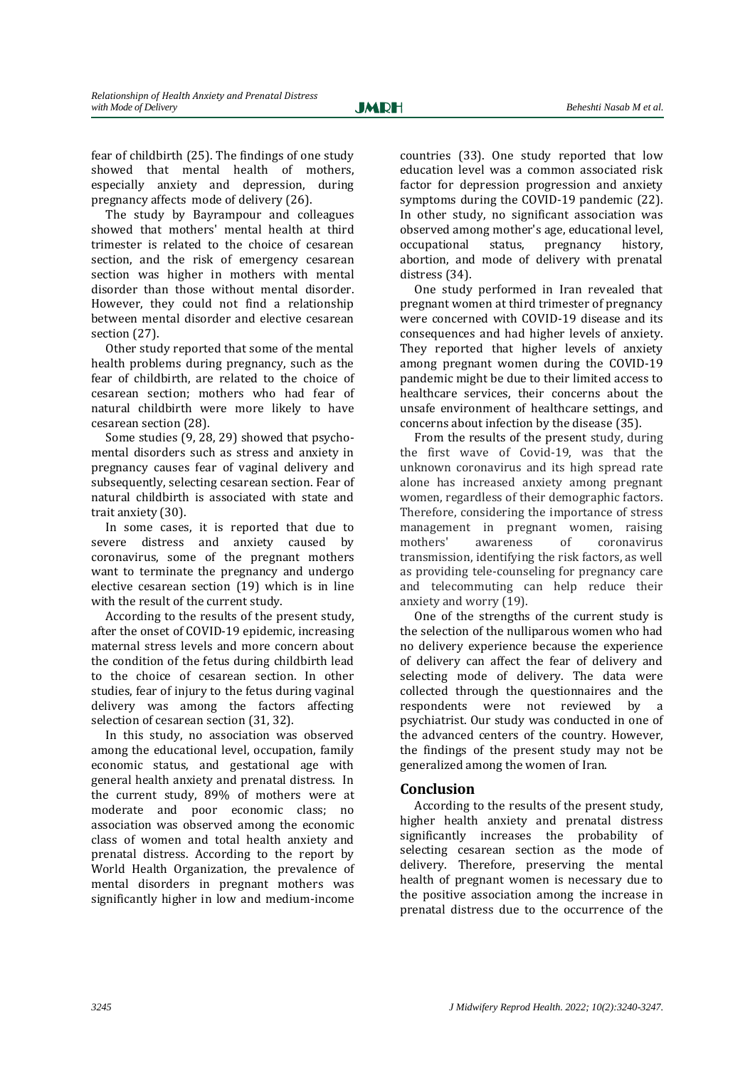fear of childbirth (25). The findings of one study showed that mental health of mothers, especially anxiety and depression, during pregnancy affects mode of delivery (26).

The study by Bayrampour and colleagues showed that mothers' mental health at third trimester is related to the choice of cesarean section, and the risk of emergency cesarean section was higher in mothers with mental disorder than those without mental disorder. However, they could not find a relationship between mental disorder and elective cesarean section (27).

Other study reported that some of the mental health problems during pregnancy, such as the fear of childbirth, are related to the choice of cesarean section; mothers who had fear of natural childbirth were more likely to have cesarean section (28).

Some studies (9, 28, 29) showed that psycho-mental disorders such as stress and anxiety in pregnancy causes fear of vaginal delivery and subsequently, selecting cesarean section. Fear of natural childbirth is associated with state and trait anxiety (30).

In some cases, it is reported that due to severe distress and anxiety caused by coronavirus, some of the pregnant mothers want to terminate the pregnancy and undergo elective cesarean section (19) which is in line with the result of the current study.

According to the results of the present study, after the onset of COVID-19 epidemic, increasing maternal stress levels and more concern about the condition of the fetus during childbirth lead to the choice of cesarean section. In other studies, fear of injury to the fetus during vaginal delivery was among the factors affecting selection of cesarean section (31, 32).

In this study, no association was observed among the educational level, occupation, family economic status, and gestational age with general health anxiety and prenatal distress. In the current study, 89% of mothers were at moderate and poor economic class; no association was observed among the economic class of women and total health anxiety and prenatal distress. According to the report by World Health Organization, the prevalence of mental disorders in pregnant mothers was significantly higher in low and medium-income countries (33). One study reported that low education level was a common associated risk factor for depression progression and anxiety symptoms during the COVID-19 pandemic (22). In other study, no significant association was observed among mother's age, educational level, occupational status, pregnancy history, abortion, and mode of delivery with prenatal distress (34).

One study performed in Iran revealed that pregnant women at third trimester of pregnancy were concerned with COVID-19 disease and its consequences and had higher levels of anxiety. They reported that higher levels of anxiety among pregnant women during the COVID-19 pandemic might be due to their limited access to healthcare services, their concerns about the unsafe environment of healthcare settings, and concerns about infection by the disease (35).

From the results of the present study, during the first wave of Covid-19, was that the unknown coronavirus and its high spread rate alone has increased anxiety among pregnant women, regardless of their demographic factors. Therefore, considering the importance of stress management in pregnant women, raising mothers' awareness of coronavirus transmission, identifying the risk factors, as well as providing tele-counseling for pregnancy care and telecommuting can help reduce their anxiety and worry (19).

One of the strengths of the current study is the selection of the nulliparous women who had no delivery experience because the experience of delivery can affect the fear of delivery and selecting mode of delivery. The data were collected through the questionnaires and the respondents were not reviewed by a psychiatrist. Our study was conducted in one of the advanced centers of the country. However, the findings of the present study may not be generalized among the women of Iran.

## Conclusion

According to the results of the present study, higher health anxiety and prenatal distress significantly increases the probability of selecting cesarean section as the mode of delivery. Therefore, preserving the mental health of pregnant women is necessary due to the positive association among the increase in prenatal distress due to the occurrence of the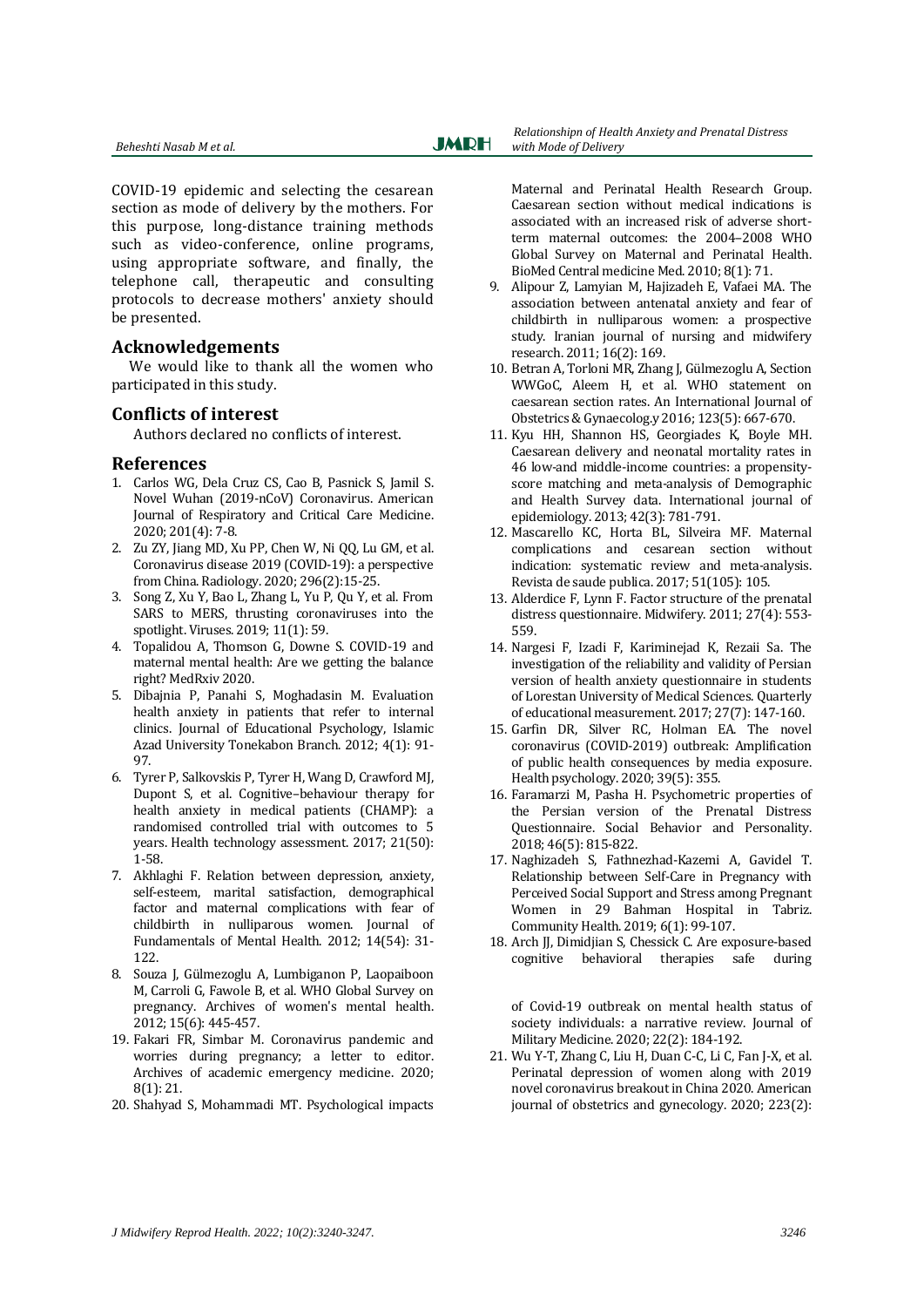COVID-19 epidemic and selecting the cesarean section as mode of delivery by the mothers. For this purpose, long-distance training methods such as video-conference, online programs, using appropriate software, and finally, the telephone call, therapeutic and consulting protocols to decrease mothers' anxiety should be presented.

## Acknowledgements

We would like to thank all the women who participated in this study.

## Conflicts of interest

Authors declared no conflicts of interest.

## References

1. Carlos WG, Dela Cruz CS, Cao B, Pasnick S, Jamil S. Novel Wuhan (2019-nCoV) Coronavirus. American Journal of Respiratory and Critical Care Medicine. 2020; 201(4): 7-8.
2. Zu ZY, Jiang MD, Xu PP, Chen W, Ni QQ, Lu GM, et al. Coronavirus disease 2019 (COVID-19): a perspective from China. Radiology. 2020; 296(2):15-25.
3. Song Z, Xu Y, Bao L, Zhang L, Yu P, Qu Y, et al. From SARS to MERS, thrusting coronaviruses into the spotlight. Viruses. 2019; 11(1): 59.
4. Topalidou A, Thomson G, Downe S. COVID-19 and maternal mental health: Are we getting the balance right? MedRxiv 2020.
5. Dibajnia P, Panahi S, Moghadasin M. Evaluation health anxiety in patients that refer to internal clinics. Journal of Educational Psychology, Islamic Azad University Tonekabon Branch. 2012; 4(1): 91-97.
6. Tyrer P, Salkovskis P, Tyrer H, Wang D, Crawford MJ, Dupont S, et al. Cognitive–behaviour therapy for health anxiety in medical patients (CHAMP): a randomised controlled trial with outcomes to 5 years. Health technology assessment. 2017; 21(50): 1-58.
7. Akhlaghi F. Relation between depression, anxiety, self-esteem, marital satisfaction, demographical factor and maternal complications with fear of childbirth in nulliparous women. Journal of Fundamentals of Mental Health. 2012; 14(54): 31-122.
8. Souza J, Gülmezoglu A, Lumbiganon P, Laopaiboon M, Carroli G, Fawole B, et al. WHO Global Survey on pregnancy. Archives of women's mental health. 2012; 15(6): 445-457. Maternal and Perinatal Health Research Group. Caesarean section without medical indications is associated with an increased risk of adverse short-term maternal outcomes: the 2004–2008 WHO Global Survey on Maternal and Perinatal Health. BioMed Central medicine Med. 2010; 8(1): 71.
9. Alipour Z, Lamyian M, Hajizadeh E, Vafaei MA. The association between antenatal anxiety and fear of childbirth in nulliparous women: a prospective study. Iranian journal of nursing and midwifery research. 2011; 16(2): 169.
10. Betran A, Torloni MR, Zhang J, Gülmezoglu A, Section WWGoC, Aleem H, et al. WHO statement on caesarean section rates. An International Journal of Obstetrics & Gynaecolog.y 2016; 123(5): 667-670.
11. Kyu HH, Shannon HS, Georgiades K, Boyle MH. Caesarean delivery and neonatal mortality rates in 46 low-and middle-income countries: a propensity-score matching and meta-analysis of Demographic and Health Survey data. International journal of epidemiology. 2013; 42(3): 781-791.
12. Mascarello KC, Horta BL, Silveira MF. Maternal complications and cesarean section without indication: systematic review and meta-analysis. Revista de saude publica. 2017; 51(105): 105.
13. Alderdice F, Lynn F. Factor structure of the prenatal distress questionnaire. Midwifery. 2011; 27(4): 553-559.
14. Nargesi F, Izadi F, Kariminejad K, Rezaii Sa. The investigation of the reliability and validity of Persian version of health anxiety questionnaire in students of Lorestan University of Medical Sciences. Quarterly of educational measurement. 2017; 27(7): 147-160.
15. Garfin DR, Silver RC, Holman EA. The novel coronavirus (COVID-2019) outbreak: Amplification of public health consequences by media exposure. Health psychology. 2020; 39(5): 355.
16. Faramarzi M, Pasha H. Psychometric properties of the Persian version of the Prenatal Distress Questionnaire. Social Behavior and Personality. 2018; 46(5): 815-822.
17. Naghizadeh S, Fathnezhad-Kazemi A, Gavidel T. Relationship between Self-Care in Pregnancy with Perceived Social Support and Stress among Pregnant Women in 29 Bahman Hospital in Tabriz. Community Health. 2019; 6(1): 99-107.
18. Arch JJ, Dimidjian S, Chessick C. Are exposure-based cognitive behavioral therapies safe during
19. Fakari FR, Simbar M. Coronavirus pandemic and worries during pregnancy; a letter to editor. Archives of academic emergency medicine. 2020; 8(1): 21.
20. Shahyad S, Mohammadi MT. Psychological impacts of Covid-19 outbreak on mental health status of society individuals: a narrative review. Journal of Military Medicine. 2020; 22(2): 184-192.
21. Wu Y-T, Zhang C, Liu H, Duan C-C, Li C, Fan J-X, et al. Perinatal depression of women along with 2019 novel coronavirus breakout in China 2020. American journal of obstetrics and gynecology. 2020; 223(2):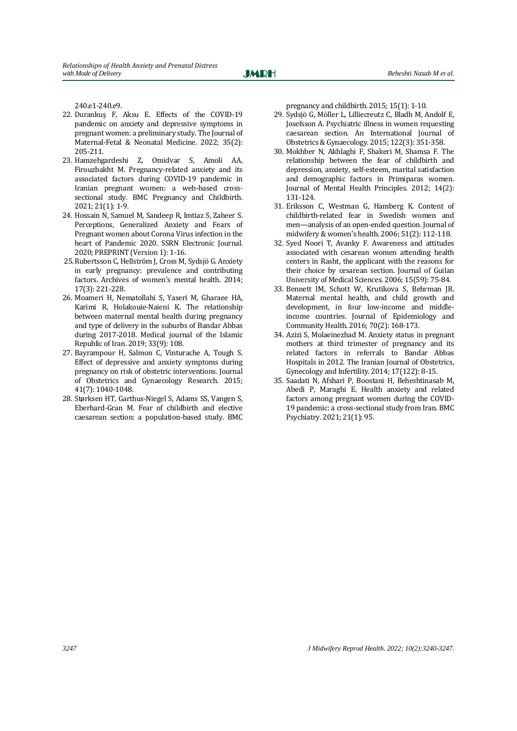240.e1-240.e9.

22. Durankuş F, Aksu E. Effects of the COVID-19 pandemic on anxiety and depressive symptoms in pregnant women: a preliminary study. The Journal of Maternal-Fetal & Neonatal Medicine. 2022; 35(2): 205-211.
23. Hamzehgardeshi Z, Omidvar S, Amoli AA, Firouzbakht M. Pregnancy-related anxiety and its associated factors during COVID-19 pandemic in Iranian pregnant women: a web-based cross-sectional study. BMC Pregnancy and Childbirth. 2021; 21(1): 1-9.
24. Hossain N, Samuel M, Sandeep R, Imtiaz S, Zaheer S. Perceptions, Generalized Anxiety and Fears of Pregnant women about Corona Virus infection in the heart of Pandemic 2020. SSRN Electronic Journal. 2020; PREPRINT (Version 1): 1-16.
25. Rubertsson C, Hellström J, Cross M, Sydsjö G. Anxiety in early pregnancy: prevalence and contributing factors. Archives of women's mental health. 2014; 17(3): 221-228.
26. Moameri H, Nematollahi S, Yaseri M, Gharaee HA, Karimi R, Holakouie-Naieni K. The relationship between maternal mental health during pregnancy and type of delivery in the suburbs of Bandar Abbas during 2017-2018. Medical journal of the Islamic Republic of Iran. 2019; 33(9): 108.
27. Bayrampour H, Salmon C, Vinturache A, Tough S. Effect of depressive and anxiety symptoms during pregnancy on risk of obstetric interventions. Journal of Obstetrics and Gynaecology Research. 2015; 41(7): 1040-1048.
28. Størksen HT, Garthus-Niegel S, Adams SS, Vangen S, Eberhard-Gran M. Fear of childbirth and elective caesarean section: a population-based study. BMC pregnancy and childbirth. 2015; 15(1): 1-10.
29. Sydsjö G, Möller L, Lilliecreutz C, Bladh M, Andolf E, Josefsson A. Psychiatric illness in women requesting caesarean section. An International Journal of Obstetrics & Gynaecology. 2015; 122(3): 351-358.
30. Mokhber N, Akhlaghi F, Shakeri M, Shamsa F. The relationship between the fear of childbirth and depression, anxiety, self-esteem, marital satisfaction and demographic factors in Primiparas women. Journal of Mental Health Principles. 2012; 14(2): 131-124.
31. Eriksson C, Westman G, Hamberg K. Content of childbirth-related fear in Swedish women and men—analysis of an open-ended question. Journal of midwifery & women's health. 2006; 51(2): 112-118.
32. Syed Noori T, Avanky F. Awareness and attitudes associated with cesarean women attending health centers in Rasht, the applicant with the reasons for their choice by cesarean section. Journal of Guilan University of Medical Sciences. 2006; 15(59): 75-84.
33. Bennett IM, Schott W, Krutikova S, Behrman JR. Maternal mental health, and child growth and development, in four low-income and middle-income countries. Journal of Epidemiology and Community Health. 2016; 70(2): 168-173.
34. Azizi S, Molaeinezhad M. Anxiety status in pregnant mothers at third trimester of pregnancy and its related factors in referrals to Bandar Abbas Hospitals in 2012. The Iranian Journal of Obstetrics, Gynecology and Infertility. 2014; 17(122): 8-15.
35. Saadati N, Afshari P, Boostani H, Beheshtinasab M, Abedi P, Maraghi E. Health anxiety and related factors among pregnant women during the COVID-19 pandemic: a cross-sectional study from Iran. BMC Psychiatry. 2021; 21(1): 95.